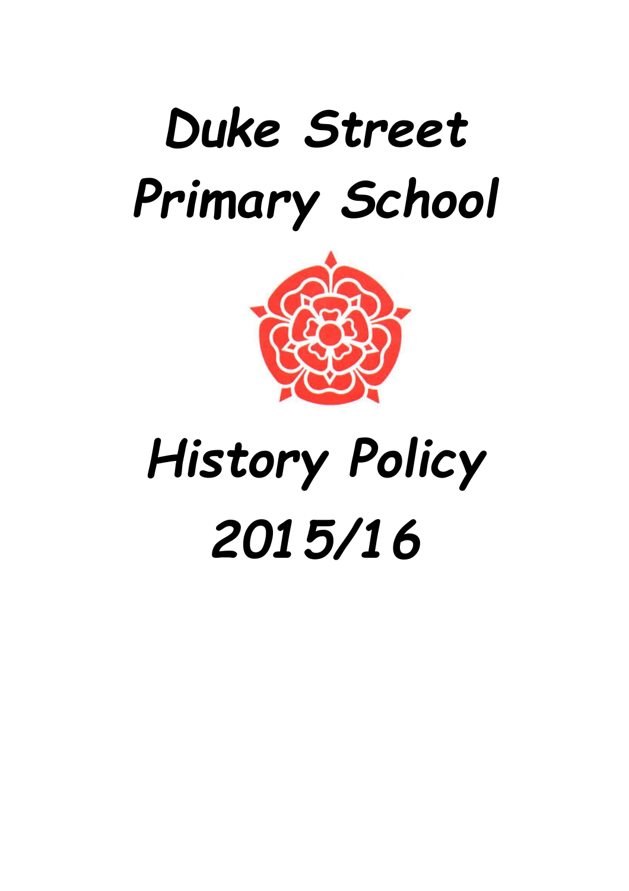# Duke Street Primary School

# History Policy 2015/16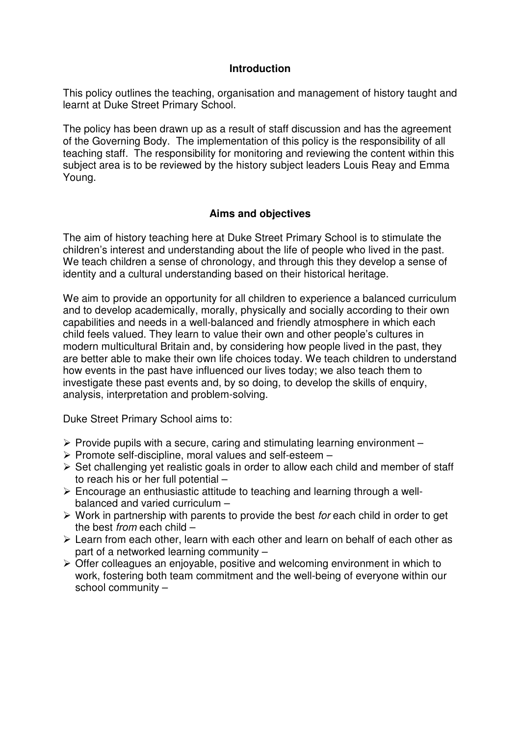## Introduction

This policy outlines the teaching, organisation and management of history taught and learnt at Duke Street Primary School.

The policy has been drawn up as a result of staff discussion and has the agreement of the Governing Body. The implementation of this policy is the responsibility of all teaching staff. The responsibility for monitoring and reviewing the content within this subject area is to be reviewed by the history subject leaders Louis Reay and Emma Young.

## Aims and objectives

The aim of history teaching here at Duke Street Primary School is to stimulate the children's interest and understanding about the life of people who lived in the past. We teach children a sense of chronology, and through this they develop a sense of identity and a cultural understanding based on their historical heritage.

We aim to provide an opportunity for all children to experience a balanced curriculum and to develop academically, morally, physically and socially according to their own capabilities and needs in a well-balanced and friendly atmosphere in which each child feels valued. They learn to value their own and other people's cultures in modern multicultural Britain and, by considering how people lived in the past, they are better able to make their own life choices today. We teach children to understand how events in the past have influenced our lives today; we also teach them to investigate these past events and, by so doing, to develop the skills of enquiry, analysis, interpretation and problem-solving.

Duke Street Primary School aims to:

- Provide pupils with a secure, caring and stimulating learning environment –
- Promote self-discipline, moral values and self-esteem –
- Set challenging yet realistic goals in order to allow each child and member of staff to reach his or her full potential –
- Encourage an enthusiastic attitude to teaching and learning through a well-balanced and varied curriculum –
- Work in partnership with parents to provide the best *for* each child in order to get the best *from* each child –
- Learn from each other, learn with each other and learn on behalf of each other as part of a networked learning community –
- Offer colleagues an enjoyable, positive and welcoming environment in which to work, fostering both team commitment and the well-being of everyone within our school community –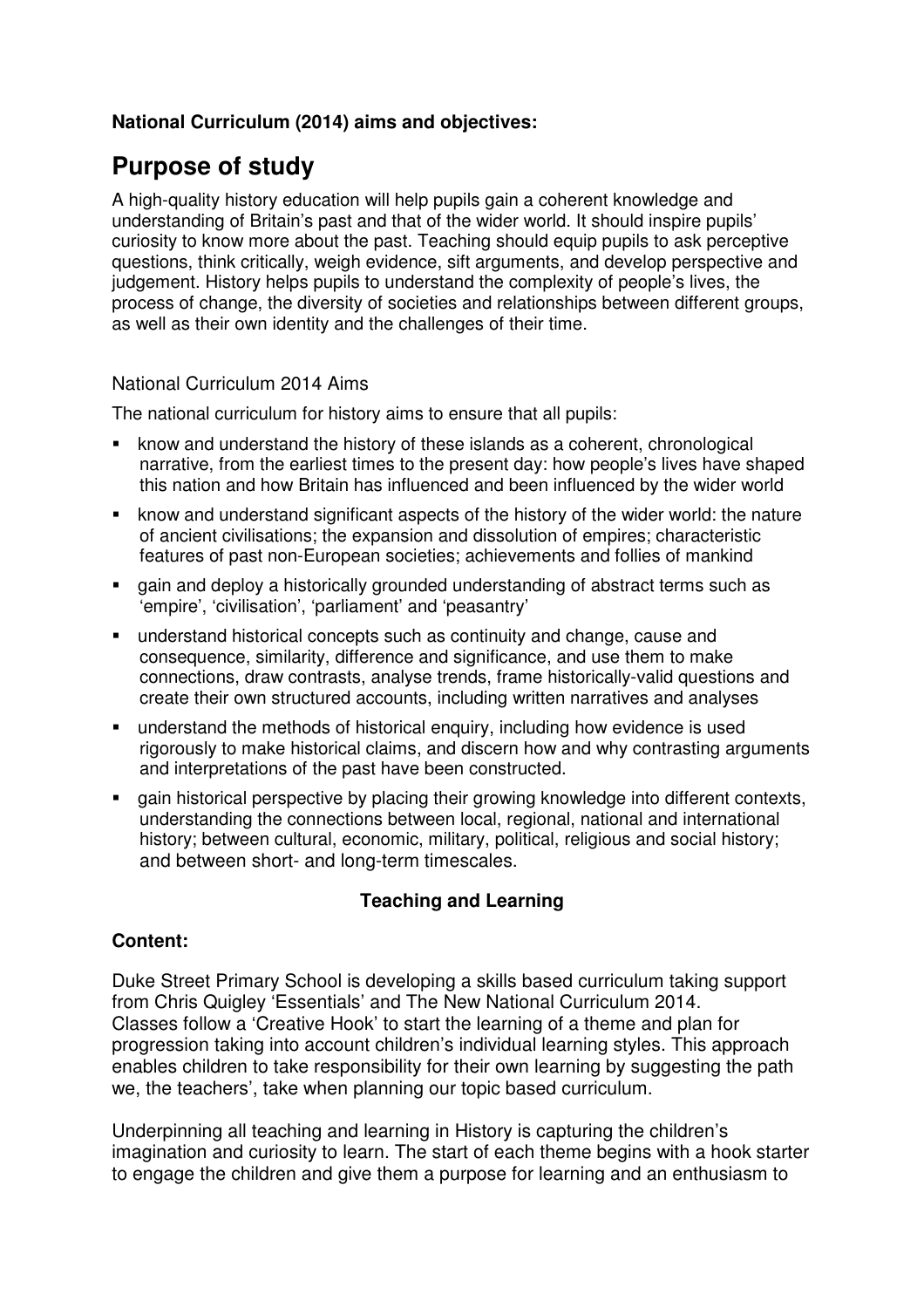**National Curriculum (2014) aims and objectives:**

# Purpose of study

A high-quality history education will help pupils gain a coherent knowledge and understanding of Britain's past and that of the wider world. It should inspire pupils' curiosity to know more about the past. Teaching should equip pupils to ask perceptive questions, think critically, weigh evidence, sift arguments, and develop perspective and judgement. History helps pupils to understand the complexity of people's lives, the process of change, the diversity of societies and relationships between different groups, as well as their own identity and the challenges of their time.

National Curriculum 2014 Aims

The national curriculum for history aims to ensure that all pupils:

- know and understand the history of these islands as a coherent, chronological narrative, from the earliest times to the present day: how people's lives have shaped this nation and how Britain has influenced and been influenced by the wider world
- know and understand significant aspects of the history of the wider world: the nature of ancient civilisations; the expansion and dissolution of empires; characteristic features of past non-European societies; achievements and follies of mankind
- gain and deploy a historically grounded understanding of abstract terms such as 'empire', 'civilisation', 'parliament' and 'peasantry'
- understand historical concepts such as continuity and change, cause and consequence, similarity, difference and significance, and use them to make connections, draw contrasts, analyse trends, frame historically-valid questions and create their own structured accounts, including written narratives and analyses
- understand the methods of historical enquiry, including how evidence is used rigorously to make historical claims, and discern how and why contrasting arguments and interpretations of the past have been constructed.
- gain historical perspective by placing their growing knowledge into different contexts, understanding the connections between local, regional, national and international history; between cultural, economic, military, political, religious and social history; and between short- and long-term timescales.

**Teaching and Learning**

**Content:**

Duke Street Primary School is developing a skills based curriculum taking support from Chris Quigley 'Essentials' and The New National Curriculum 2014. Classes follow a 'Creative Hook' to start the learning of a theme and plan for progression taking into account children's individual learning styles. This approach enables children to take responsibility for their own learning by suggesting the path we, the teachers', take when planning our topic based curriculum.

Underpinning all teaching and learning in History is capturing the children's imagination and curiosity to learn. The start of each theme begins with a hook starter to engage the children and give them a purpose for learning and an enthusiasm to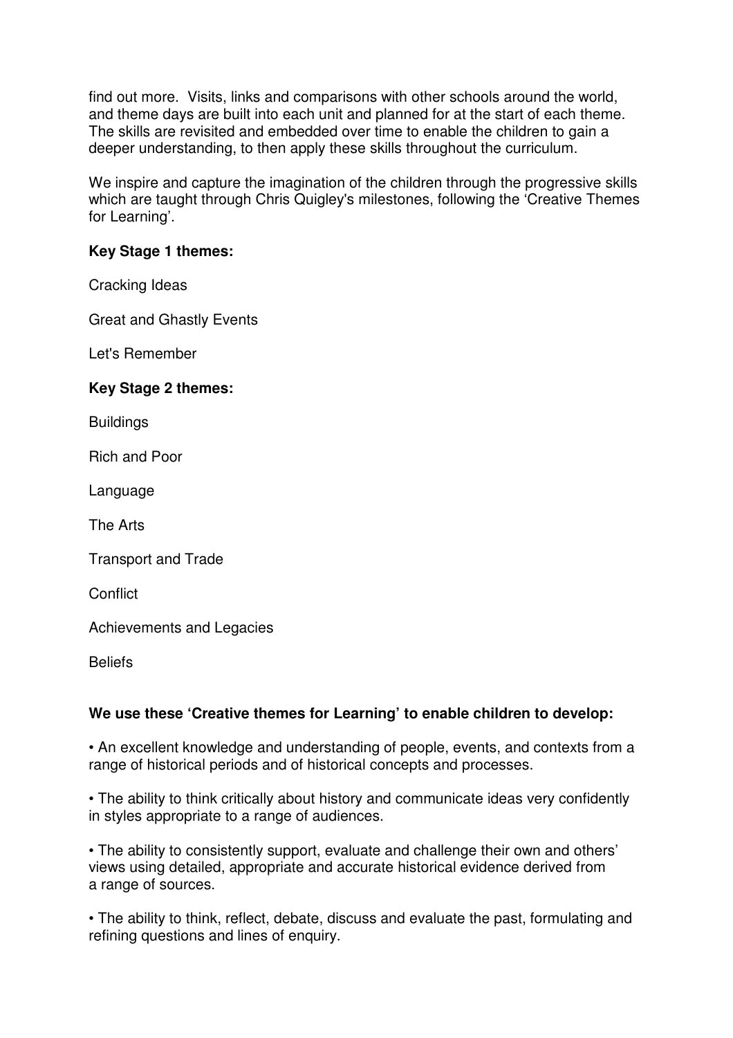find out more. Visits, links and comparisons with other schools around the world, and theme days are built into each unit and planned for at the start of each theme. The skills are revisited and embedded over time to enable the children to gain a deeper understanding, to then apply these skills throughout the curriculum.

We inspire and capture the imagination of the children through the progressive skills which are taught through Chris Quigley's milestones, following the 'Creative Themes for Learning'.

**Key Stage 1 themes:**

Cracking Ideas

Great and Ghastly Events

Let's Remember

**Key Stage 2 themes:**

Buildings

Rich and Poor

Language

The Arts

Transport and Trade

Conflict

Achievements and Legacies

Beliefs

**We use these 'Creative themes for Learning' to enable children to develop:**

• An excellent knowledge and understanding of people, events, and contexts from a range of historical periods and of historical concepts and processes.

• The ability to think critically about history and communicate ideas very confidently in styles appropriate to a range of audiences.

• The ability to consistently support, evaluate and challenge their own and others' views using detailed, appropriate and accurate historical evidence derived from a range of sources.

• The ability to think, reflect, debate, discuss and evaluate the past, formulating and refining questions and lines of enquiry.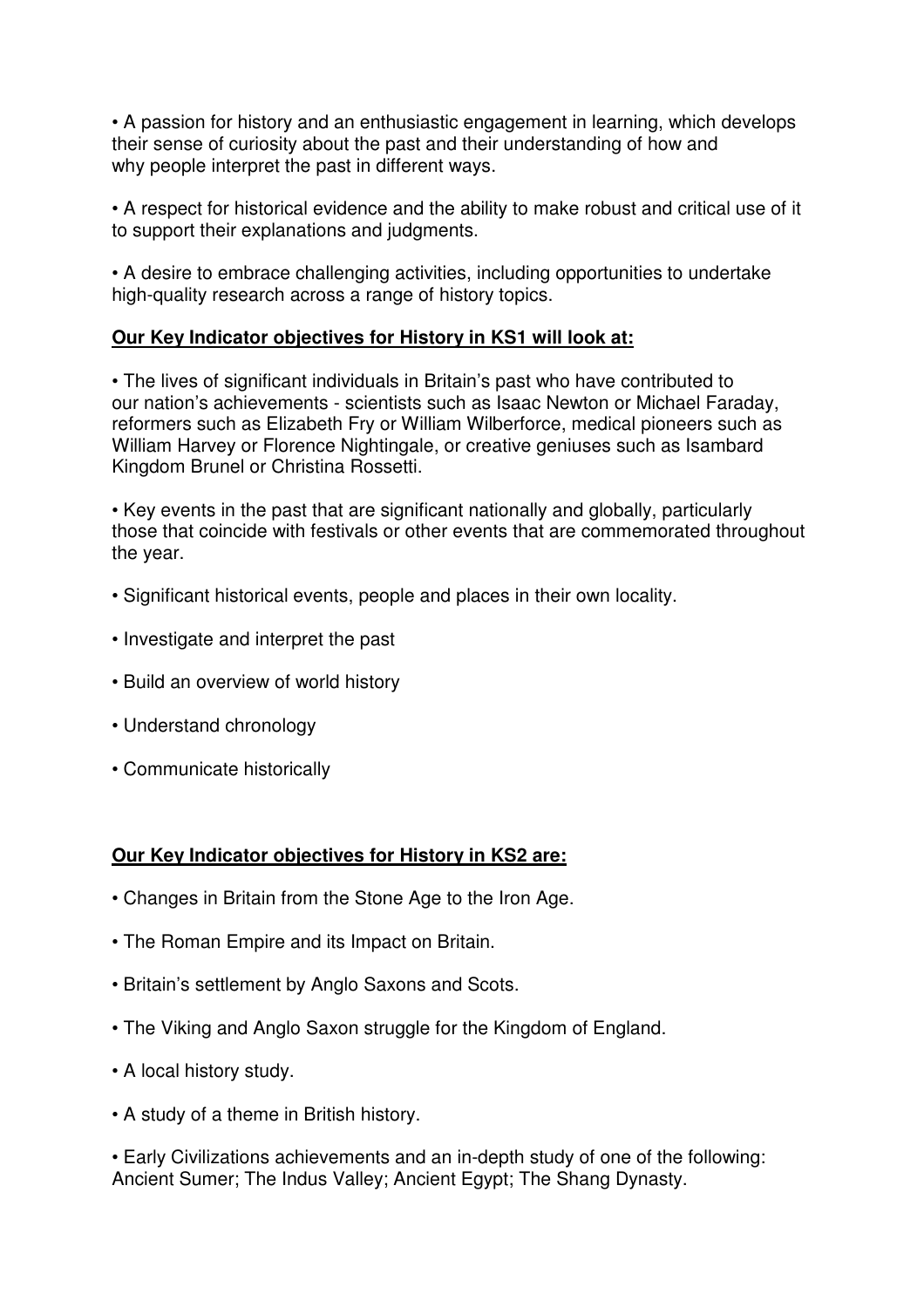- A passion for history and an enthusiastic engagement in learning, which develops their sense of curiosity about the past and their understanding of how and why people interpret the past in different ways.

- A respect for historical evidence and the ability to make robust and critical use of it to support their explanations and judgments.

- A desire to embrace challenging activities, including opportunities to undertake high-quality research across a range of history topics.

**Our Key Indicator objectives for History in KS1 will look at:**

- The lives of significant individuals in Britain's past who have contributed to our nation's achievements - scientists such as Isaac Newton or Michael Faraday, reformers such as Elizabeth Fry or William Wilberforce, medical pioneers such as William Harvey or Florence Nightingale, or creative geniuses such as Isambard Kingdom Brunel or Christina Rossetti.

- Key events in the past that are significant nationally and globally, particularly those that coincide with festivals or other events that are commemorated throughout the year.

- Significant historical events, people and places in their own locality.

- Investigate and interpret the past

- Build an overview of world history

- Understand chronology

- Communicate historically

**Our Key Indicator objectives for History in KS2 are:**

- Changes in Britain from the Stone Age to the Iron Age.

- The Roman Empire and its Impact on Britain.

- Britain's settlement by Anglo Saxons and Scots.

- The Viking and Anglo Saxon struggle for the Kingdom of England.

- A local history study.

- A study of a theme in British history.

- Early Civilizations achievements and an in-depth study of one of the following: Ancient Sumer; The Indus Valley; Ancient Egypt; The Shang Dynasty.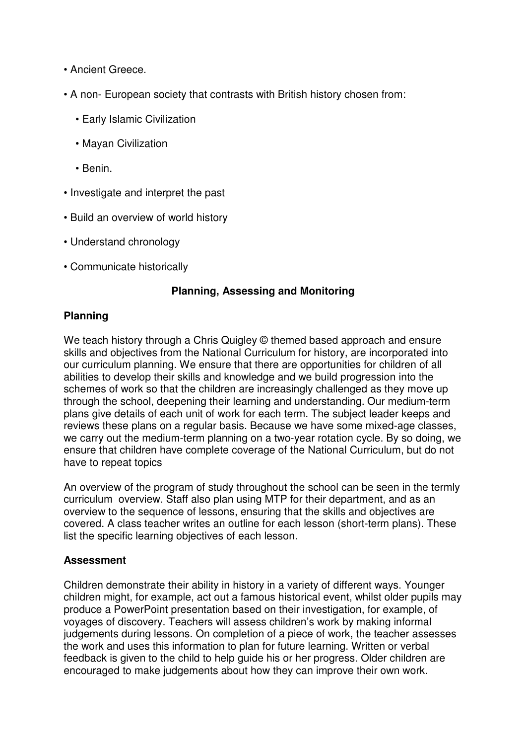- Ancient Greece.
- A non- European society that contrasts with British history chosen from:
  - Early Islamic Civilization
  - Mayan Civilization
  - Benin.
- Investigate and interpret the past
- Build an overview of world history
- Understand chronology
- Communicate historically

## Planning, Assessing and Monitoring

### Planning

We teach history through a Chris Quigley © themed based approach and ensure skills and objectives from the National Curriculum for history, are incorporated into our curriculum planning. We ensure that there are opportunities for children of all abilities to develop their skills and knowledge and we build progression into the schemes of work so that the children are increasingly challenged as they move up through the school, deepening their learning and understanding. Our medium-term plans give details of each unit of work for each term. The subject leader keeps and reviews these plans on a regular basis. Because we have some mixed-age classes, we carry out the medium-term planning on a two-year rotation cycle. By so doing, we ensure that children have complete coverage of the National Curriculum, but do not have to repeat topics

An overview of the program of study throughout the school can be seen in the termly curriculum overview. Staff also plan using MTP for their department, and as an overview to the sequence of lessons, ensuring that the skills and objectives are covered. A class teacher writes an outline for each lesson (short-term plans). These list the specific learning objectives of each lesson.

### Assessment

Children demonstrate their ability in history in a variety of different ways. Younger children might, for example, act out a famous historical event, whilst older pupils may produce a PowerPoint presentation based on their investigation, for example, of voyages of discovery. Teachers will assess children's work by making informal judgements during lessons. On completion of a piece of work, the teacher assesses the work and uses this information to plan for future learning. Written or verbal feedback is given to the child to help guide his or her progress. Older children are encouraged to make judgements about how they can improve their own work.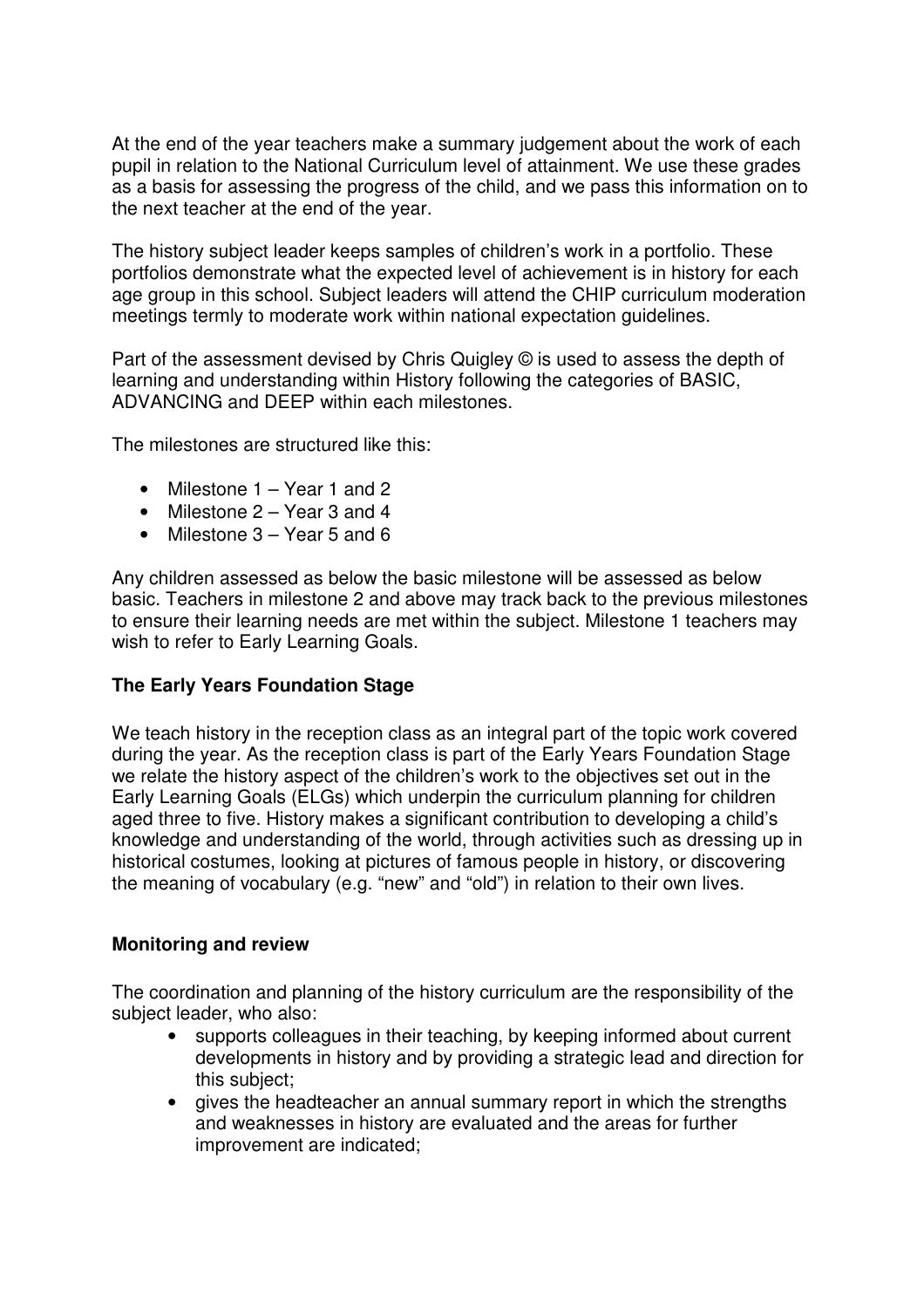At the end of the year teachers make a summary judgement about the work of each pupil in relation to the National Curriculum level of attainment. We use these grades as a basis for assessing the progress of the child, and we pass this information on to the next teacher at the end of the year.

The history subject leader keeps samples of children's work in a portfolio. These portfolios demonstrate what the expected level of achievement is in history for each age group in this school. Subject leaders will attend the CHIP curriculum moderation meetings termly to moderate work within national expectation guidelines.

Part of the assessment devised by Chris Quigley © is used to assess the depth of learning and understanding within History following the categories of BASIC, ADVANCING and DEEP within each milestones.

The milestones are structured like this:

- Milestone 1 – Year 1 and 2
- Milestone 2 – Year 3 and 4
- Milestone 3 – Year 5 and 6

Any children assessed as below the basic milestone will be assessed as below basic. Teachers in milestone 2 and above may track back to the previous milestones to ensure their learning needs are met within the subject. Milestone 1 teachers may wish to refer to Early Learning Goals.

### The Early Years Foundation Stage

We teach history in the reception class as an integral part of the topic work covered during the year. As the reception class is part of the Early Years Foundation Stage we relate the history aspect of the children's work to the objectives set out in the Early Learning Goals (ELGs) which underpin the curriculum planning for children aged three to five. History makes a significant contribution to developing a child's knowledge and understanding of the world, through activities such as dressing up in historical costumes, looking at pictures of famous people in history, or discovering the meaning of vocabulary (e.g. "new" and "old") in relation to their own lives.

### Monitoring and review

The coordination and planning of the history curriculum are the responsibility of the subject leader, who also:

- supports colleagues in their teaching, by keeping informed about current developments in history and by providing a strategic lead and direction for this subject;
- gives the headteacher an annual summary report in which the strengths and weaknesses in history are evaluated and the areas for further improvement are indicated;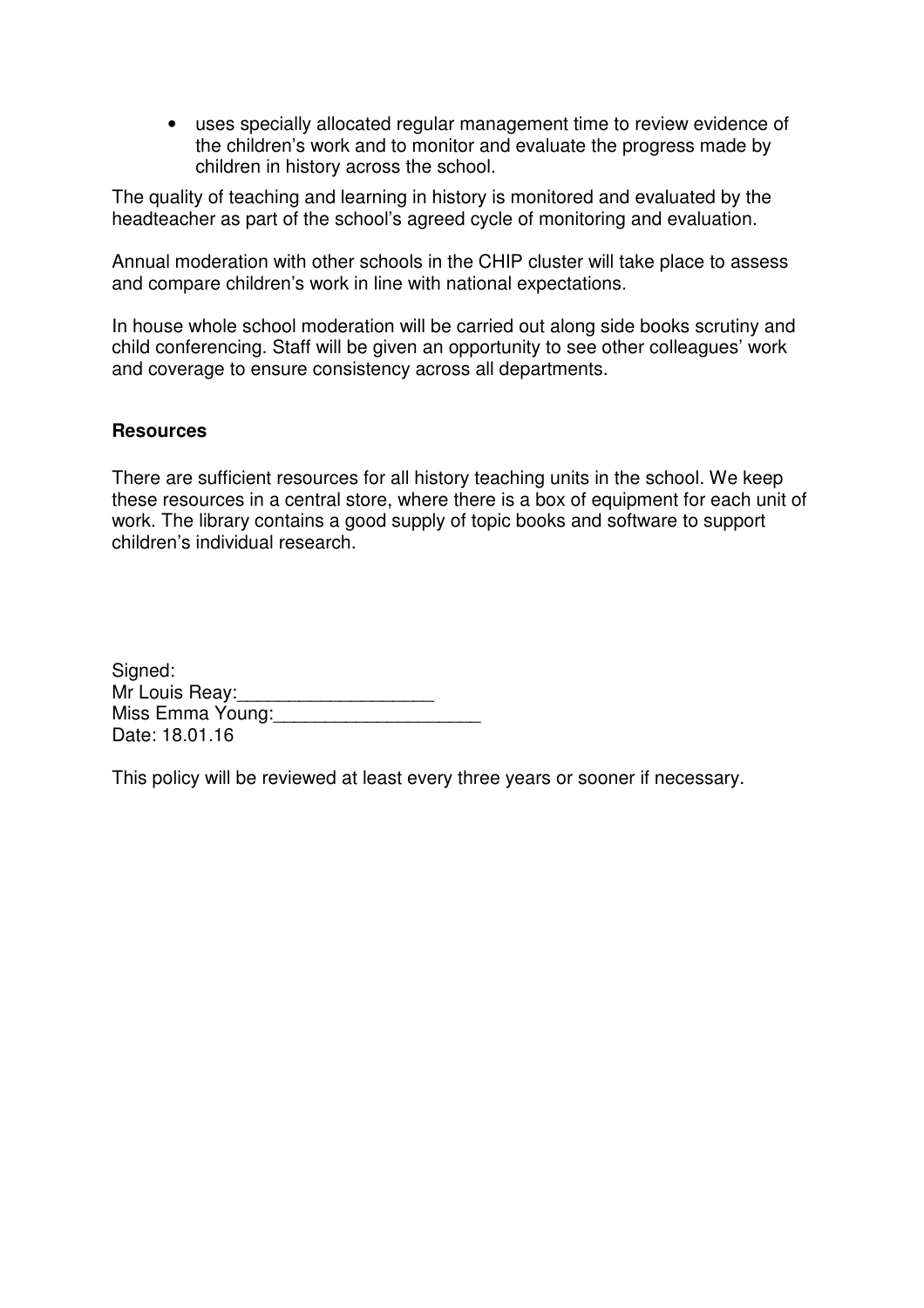- uses specially allocated regular management time to review evidence of the children's work and to monitor and evaluate the progress made by children in history across the school.

The quality of teaching and learning in history is monitored and evaluated by the headteacher as part of the school's agreed cycle of monitoring and evaluation.

Annual moderation with other schools in the CHIP cluster will take place to assess and compare children's work in line with national expectations.

In house whole school moderation will be carried out along side books scrutiny and child conferencing. Staff will be given an opportunity to see other colleagues' work and coverage to ensure consistency across all departments.

**Resources**

There are sufficient resources for all history teaching units in the school. We keep these resources in a central store, where there is a box of equipment for each unit of work. The library contains a good supply of topic books and software to support children's individual research.

Signed:
Mr Louis Reay:___________________
Miss Emma Young:____________________
Date: 18.01.16

This policy will be reviewed at least every three years or sooner if necessary.